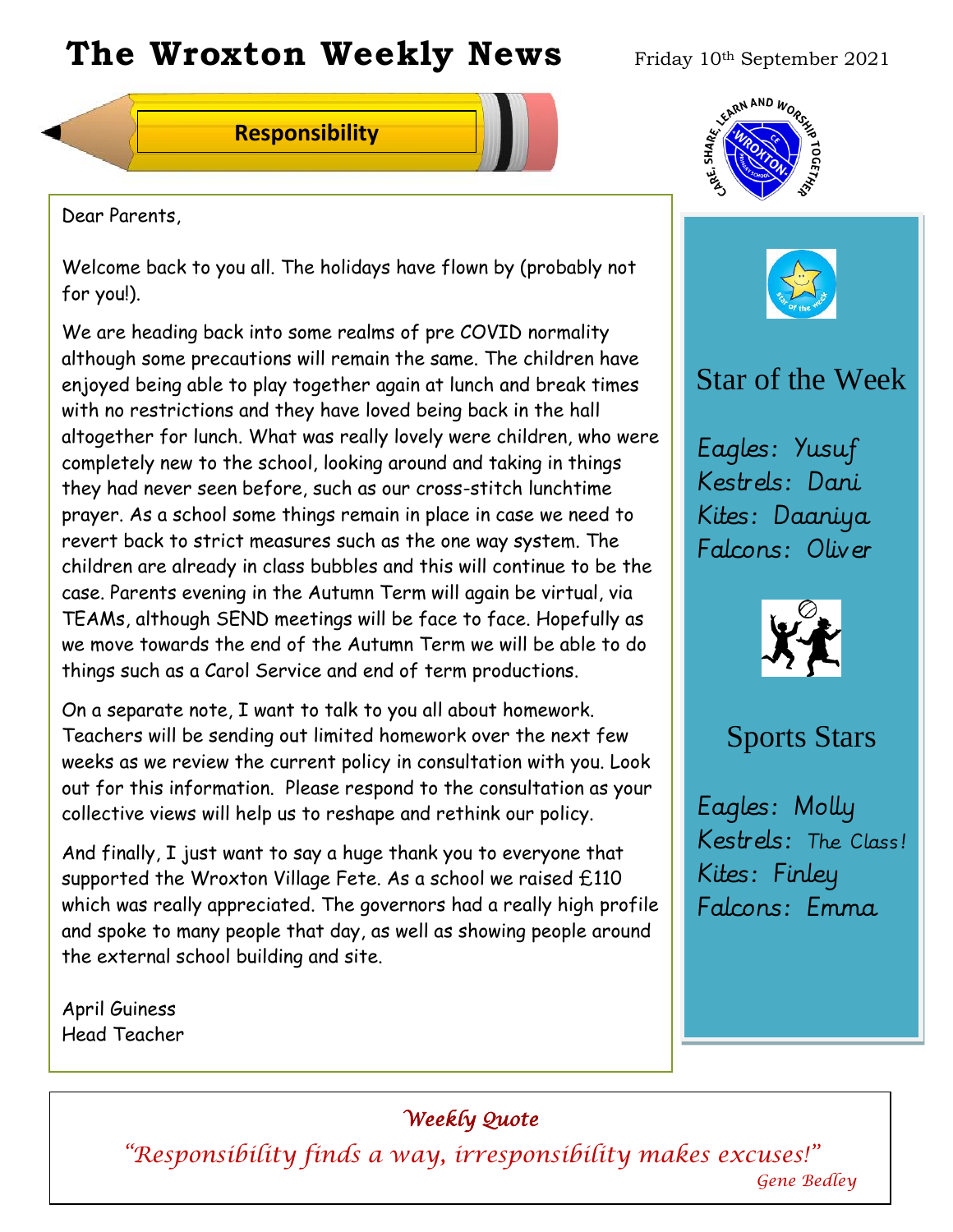# The Wroxton Weekly News

Friday 10th September 2021

## Responsibility

Dear Parents,

Welcome back to you all. The holidays have flown by (probably not for you!).

We are heading back into some realms of pre COVID normality although some precautions will remain the same. The children have enjoyed being able to play together again at lunch and break times with no restrictions and they have loved being back in the hall altogether for lunch. What was really lovely were children, who were completely new to the school, looking around and taking in things they had never seen before, such as our cross-stitch lunchtime prayer. As a school some things remain in place in case we need to revert back to strict measures such as the one way system. The children are already in class bubbles and this will continue to be the case. Parents evening in the Autumn Term will again be virtual, via TEAMs, although SEND meetings will be face to face. Hopefully as we move towards the end of the Autumn Term we will be able to do things such as a Carol Service and end of term productions.

On a separate note, I want to talk to you all about homework. Teachers will be sending out limited homework over the next few weeks as we review the current policy in consultation with you. Look out for this information. Please respond to the consultation as your collective views will help us to reshape and rethink our policy.

And finally, I just want to say a huge thank you to everyone that supported the Wroxton Village Fete. As a school we raised £110 which was really appreciated. The governors had a really high profile and spoke to many people that day, as well as showing people around the external school building and site.

April Guiness
Head Teacher

## Star of the Week

Eagles: Yusuf
Kestrels: Dani
Kites: Daaniya
Falcons: Oliver

## Sports Stars

Eagles: Molly
Kestrels: The Class!
Kites: Finley
Falcons: Emma

### *Weekly Quote*

*"Responsibility finds a way, irresponsibility makes excuses!"*

*Gene Bedley*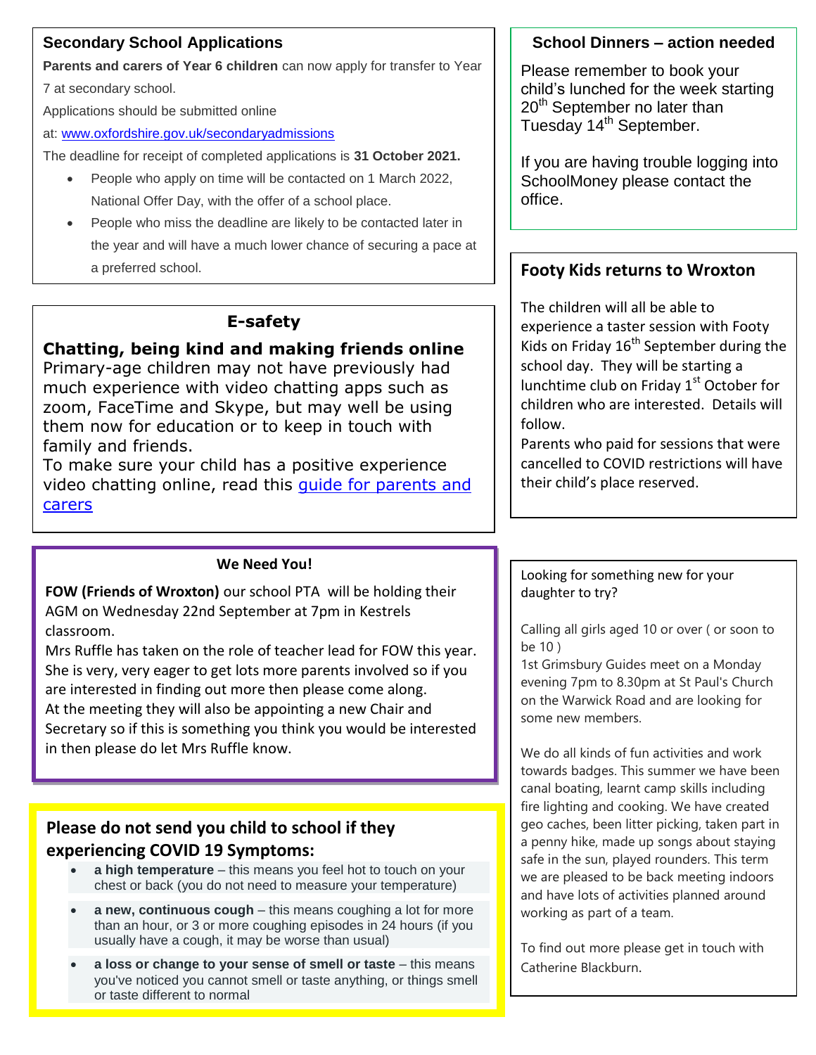## Secondary School Applications

**Parents and carers of Year 6 children** can now apply for transfer to Year 7 at secondary school.

Applications should be submitted online at: www.oxfordshire.gov.uk/secondaryadmissions

The deadline for receipt of completed applications is **31 October 2021.**

- People who apply on time will be contacted on 1 March 2022, National Offer Day, with the offer of a school place.
- People who miss the deadline are likely to be contacted later in the year and will have a much lower chance of securing a pace at a preferred school.

## E-safety

### Chatting, being kind and making friends online

Primary-age children may not have previously had much experience with video chatting apps such as zoom, FaceTime and Skype, but may well be using them now for education or to keep in touch with family and friends.

To make sure your child has a positive experience video chatting online, read this guide for parents and carers

## We Need You!

**FOW (Friends of Wroxton)** our school PTA will be holding their AGM on Wednesday 22nd September at 7pm in Kestrels classroom.

Mrs Ruffle has taken on the role of teacher lead for FOW this year. She is very, very eager to get lots more parents involved so if you are interested in finding out more then please come along.

At the meeting they will also be appointing a new Chair and Secretary so if this is something you think you would be interested in then please do let Mrs Ruffle know.

## Please do not send you child to school if they experiencing COVID 19 Symptoms:

- **a high temperature** – this means you feel hot to touch on your chest or back (you do not need to measure your temperature)
- **a new, continuous cough** – this means coughing a lot for more than an hour, or 3 or more coughing episodes in 24 hours (if you usually have a cough, it may be worse than usual)
- **a loss or change to your sense of smell or taste** – this means you've noticed you cannot smell or taste anything, or things smell or taste different to normal

## School Dinners – action needed

Please remember to book your child's lunched for the week starting 20th September no later than Tuesday 14th September.

If you are having trouble logging into SchoolMoney please contact the office.

## Footy Kids returns to Wroxton

The children will all be able to experience a taster session with Footy Kids on Friday 16th September during the school day. They will be starting a lunchtime club on Friday 1st October for children who are interested. Details will follow.

Parents who paid for sessions that were cancelled to COVID restrictions will have their child's place reserved.

Looking for something new for your daughter to try?

Calling all girls aged 10 or over ( or soon to be 10 )

1st Grimsbury Guides meet on a Monday evening 7pm to 8.30pm at St Paul's Church on the Warwick Road and are looking for some new members.

We do all kinds of fun activities and work towards badges. This summer we have been canal boating, learnt camp skills including fire lighting and cooking. We have created geo caches, been litter picking, taken part in a penny hike, made up songs about staying safe in the sun, played rounders. This term we are pleased to be back meeting indoors and have lots of activities planned around working as part of a team.

To find out more please get in touch with Catherine Blackburn.